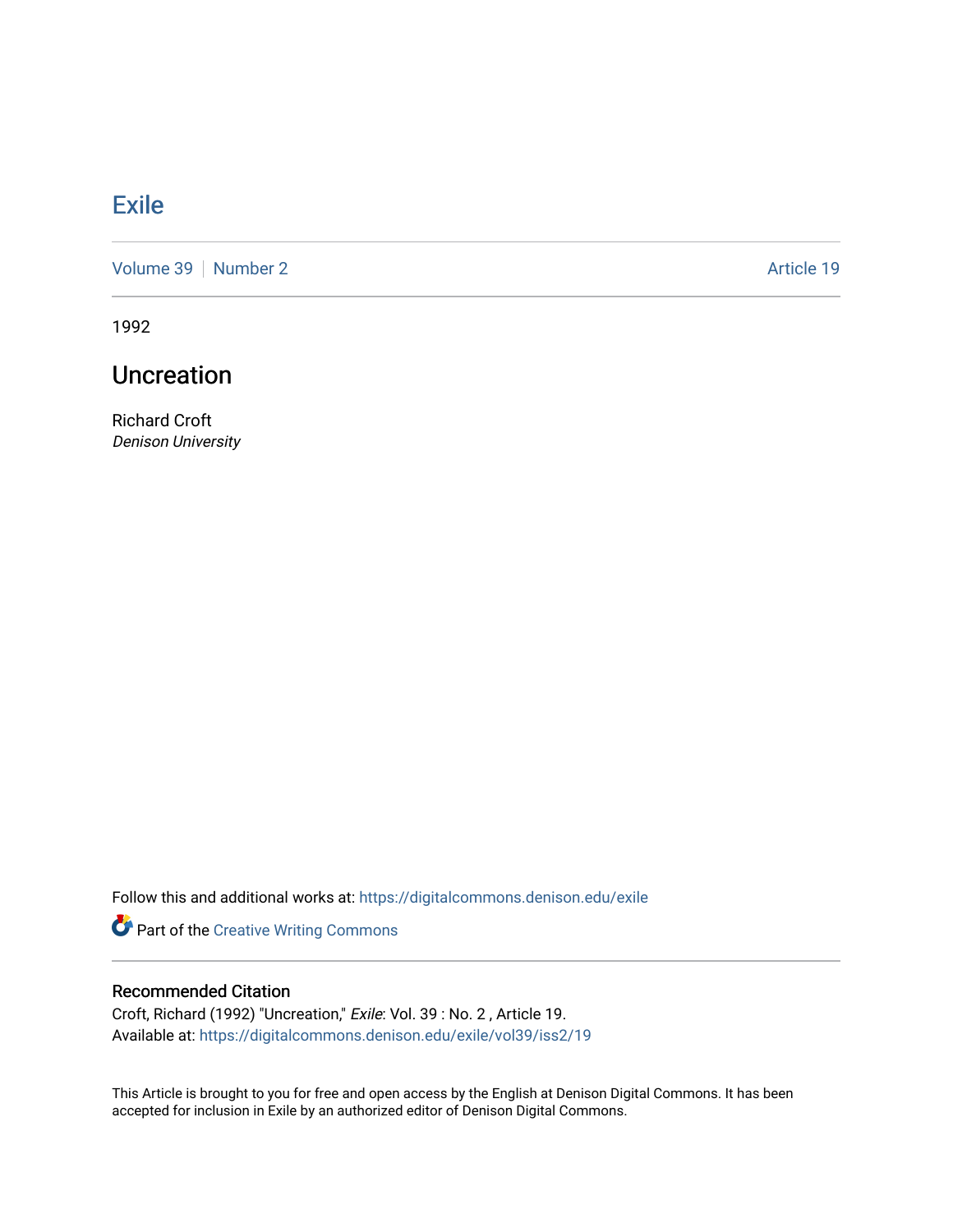Exile

Volume 39 | Number 2 Article 19

1992

# Uncreation

Richard Croft
*Denison University*

Follow this and additional works at: https://digitalcommons.denison.edu/exile

Part of the Creative Writing Commons

## Recommended Citation

Croft, Richard (1992) "Uncreation," *Exile*: Vol. 39 : No. 2 , Article 19.
Available at: https://digitalcommons.denison.edu/exile/vol39/iss2/19

This Article is brought to you for free and open access by the English at Denison Digital Commons. It has been accepted for inclusion in Exile by an authorized editor of Denison Digital Commons.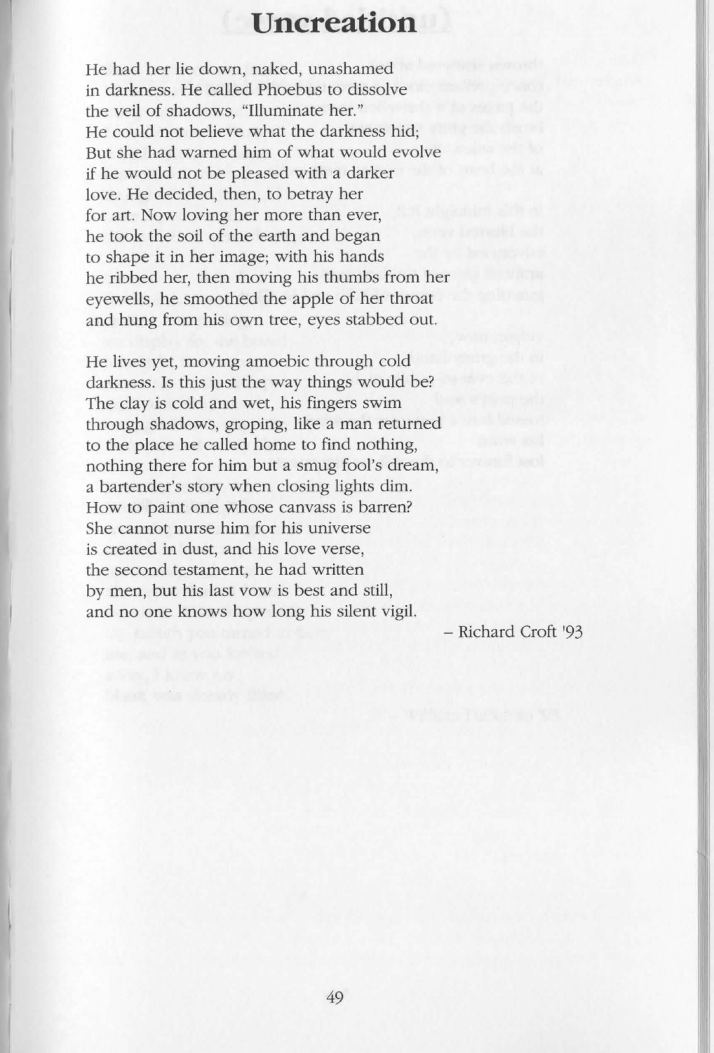# Uncreation

He had her lie down, naked, unashamed
in darkness. He called Phoebus to dissolve
the veil of shadows, "Illuminate her."
He could not believe what the darkness hid;
But she had warned him of what would evolve
if he would not be pleased with a darker
love. He decided, then, to betray her
for art. Now loving her more than ever,
he took the soil of the earth and began
to shape it in her image; with his hands
he ribbed her, then moving his thumbs from her
eyewells, he smoothed the apple of her throat
and hung from his own tree, eyes stabbed out.

He lives yet, moving amoebic through cold
darkness. Is this just the way things would be?
The clay is cold and wet, his fingers swim
through shadows, groping, like a man returned
to the place he called home to find nothing,
nothing there for him but a smug fool's dream,
a bartender's story when closing lights dim.
How to paint one whose canvass is barren?
She cannot nurse him for his universe
is created in dust, and his love verse,
the second testament, he had written
by men, but his last vow is best and still,
and no one knows how long his silent vigil.

– Richard Croft '93